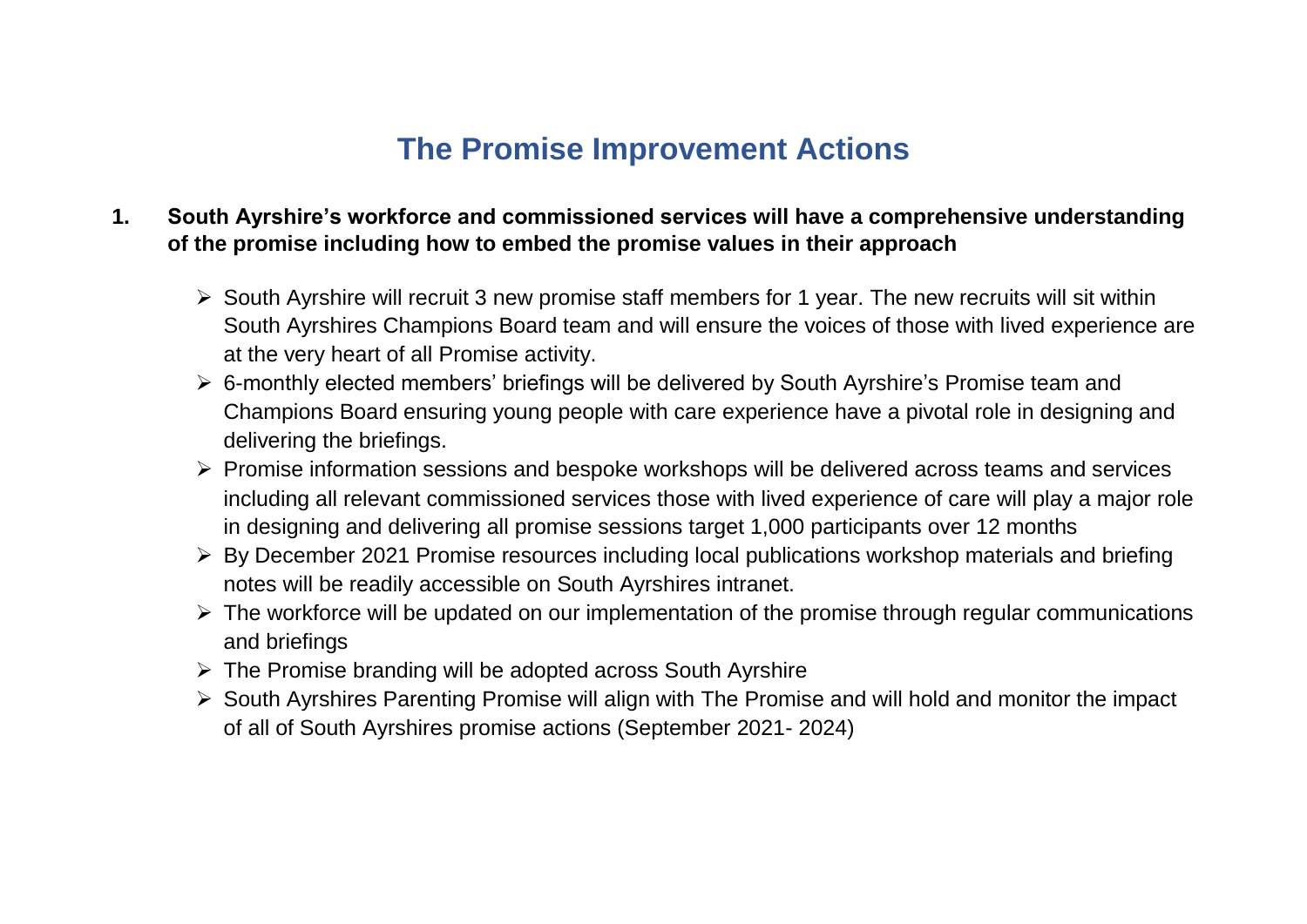# The Promise Improvement Actions

1. **South Ayrshire's workforce and commissioned services will have a comprehensive understanding of the promise including how to embed the promise values in their approach**

   - South Ayrshire will recruit 3 new promise staff members for 1 year. The new recruits will sit within South Ayrshires Champions Board team and will ensure the voices of those with lived experience are at the very heart of all Promise activity.
   - 6-monthly elected members' briefings will be delivered by South Ayrshire's Promise team and Champions Board ensuring young people with care experience have a pivotal role in designing and delivering the briefings.
   - Promise information sessions and bespoke workshops will be delivered across teams and services including all relevant commissioned services those with lived experience of care will play a major role in designing and delivering all promise sessions target 1,000 participants over 12 months
   - By December 2021 Promise resources including local publications workshop materials and briefing notes will be readily accessible on South Ayrshires intranet.
   - The workforce will be updated on our implementation of the promise through regular communications and briefings
   - The Promise branding will be adopted across South Ayrshire
   - South Ayrshires Parenting Promise will align with The Promise and will hold and monitor the impact of all of South Ayrshires promise actions (September 2021- 2024)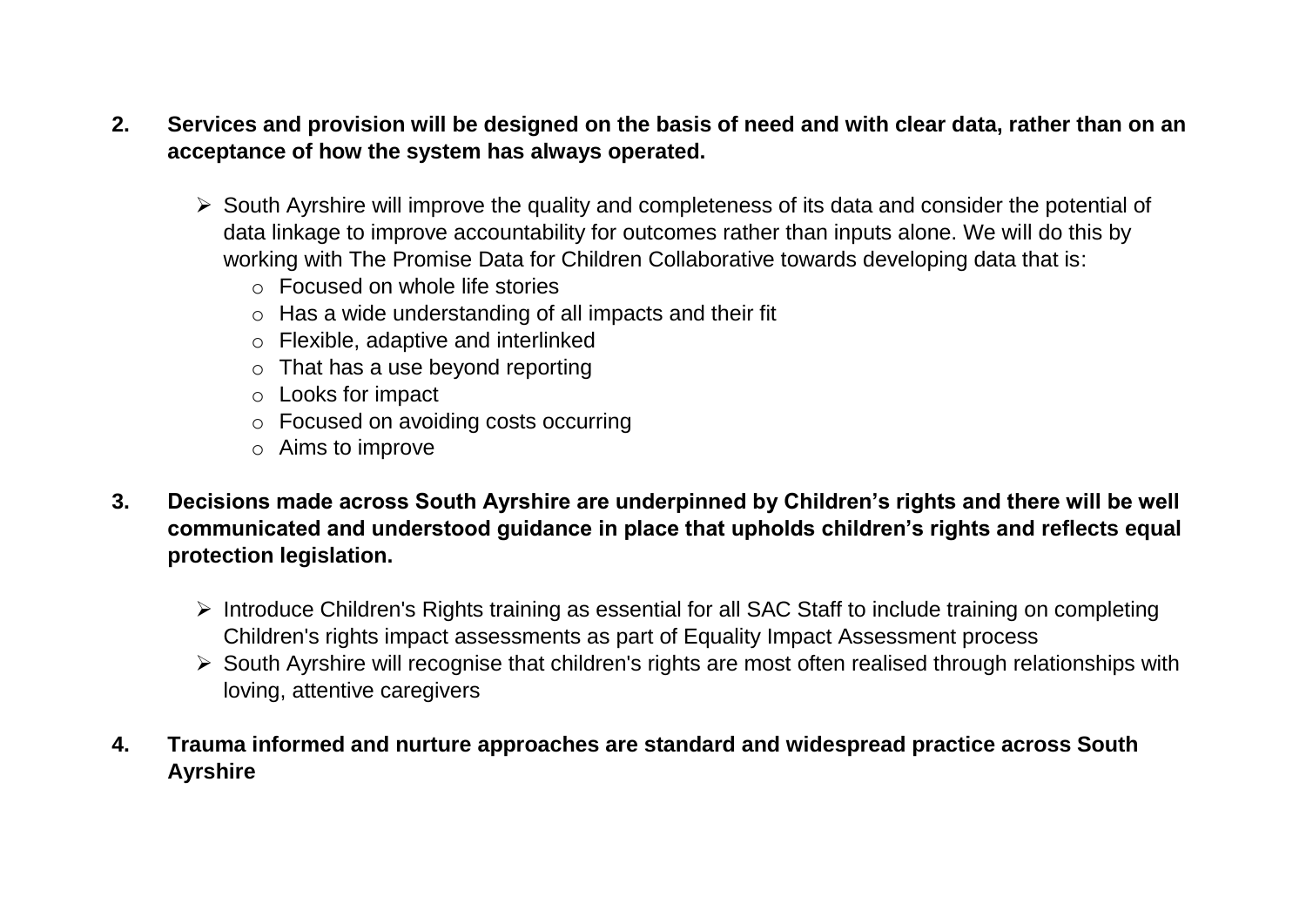2. **Services and provision will be designed on the basis of need and with clear data, rather than on an acceptance of how the system has always operated.**

    - South Ayrshire will improve the quality and completeness of its data and consider the potential of data linkage to improve accountability for outcomes rather than inputs alone. We will do this by working with The Promise Data for Children Collaborative towards developing data that is:
        - Focused on whole life stories
        - Has a wide understanding of all impacts and their fit
        - Flexible, adaptive and interlinked
        - That has a use beyond reporting
        - Looks for impact
        - Focused on avoiding costs occurring
        - Aims to improve

3. **Decisions made across South Ayrshire are underpinned by Children's rights and there will be well communicated and understood guidance in place that upholds children's rights and reflects equal protection legislation.**

    - Introduce Children's Rights training as essential for all SAC Staff to include training on completing Children's rights impact assessments as part of Equality Impact Assessment process
    - South Ayrshire will recognise that children's rights are most often realised through relationships with loving, attentive caregivers

4. **Trauma informed and nurture approaches are standard and widespread practice across South Ayrshire**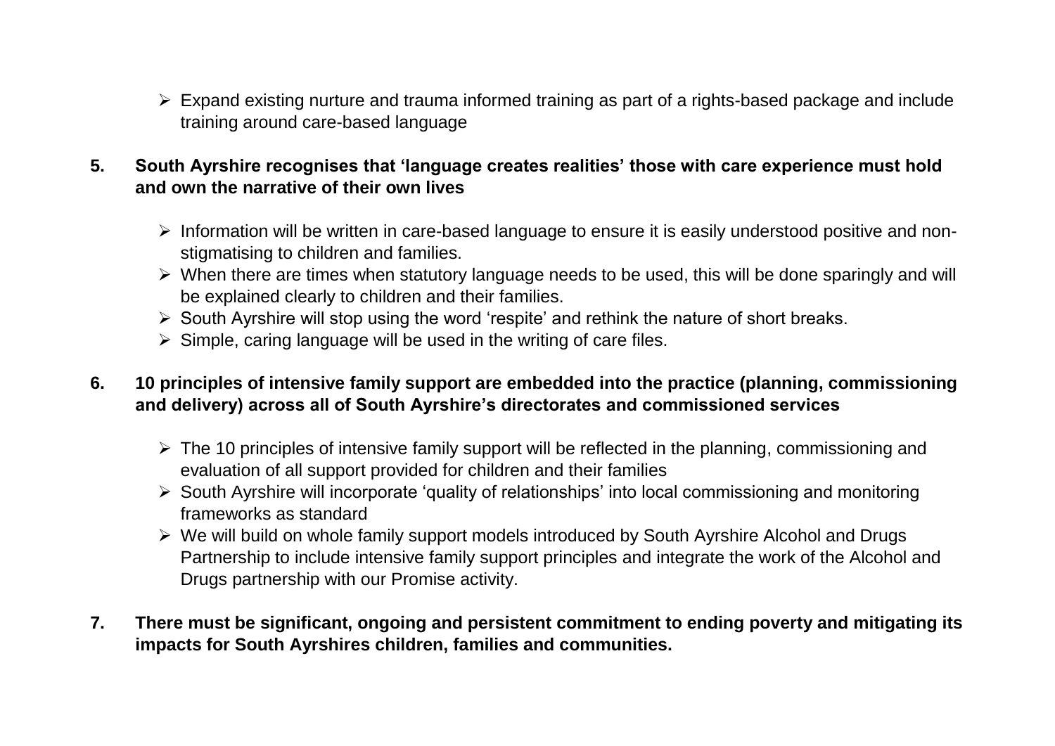- Expand existing nurture and trauma informed training as part of a rights-based package and include training around care-based language

**5. South Ayrshire recognises that 'language creates realities' those with care experience must hold and own the narrative of their own lives**

- Information will be written in care-based language to ensure it is easily understood positive and non-stigmatising to children and families.
- When there are times when statutory language needs to be used, this will be done sparingly and will be explained clearly to children and their families.
- South Ayrshire will stop using the word 'respite' and rethink the nature of short breaks.
- Simple, caring language will be used in the writing of care files.

**6. 10 principles of intensive family support are embedded into the practice (planning, commissioning and delivery) across all of South Ayrshire's directorates and commissioned services**

- The 10 principles of intensive family support will be reflected in the planning, commissioning and evaluation of all support provided for children and their families
- South Ayrshire will incorporate 'quality of relationships' into local commissioning and monitoring frameworks as standard
- We will build on whole family support models introduced by South Ayrshire Alcohol and Drugs Partnership to include intensive family support principles and integrate the work of the Alcohol and Drugs partnership with our Promise activity.

**7. There must be significant, ongoing and persistent commitment to ending poverty and mitigating its impacts for South Ayrshires children, families and communities.**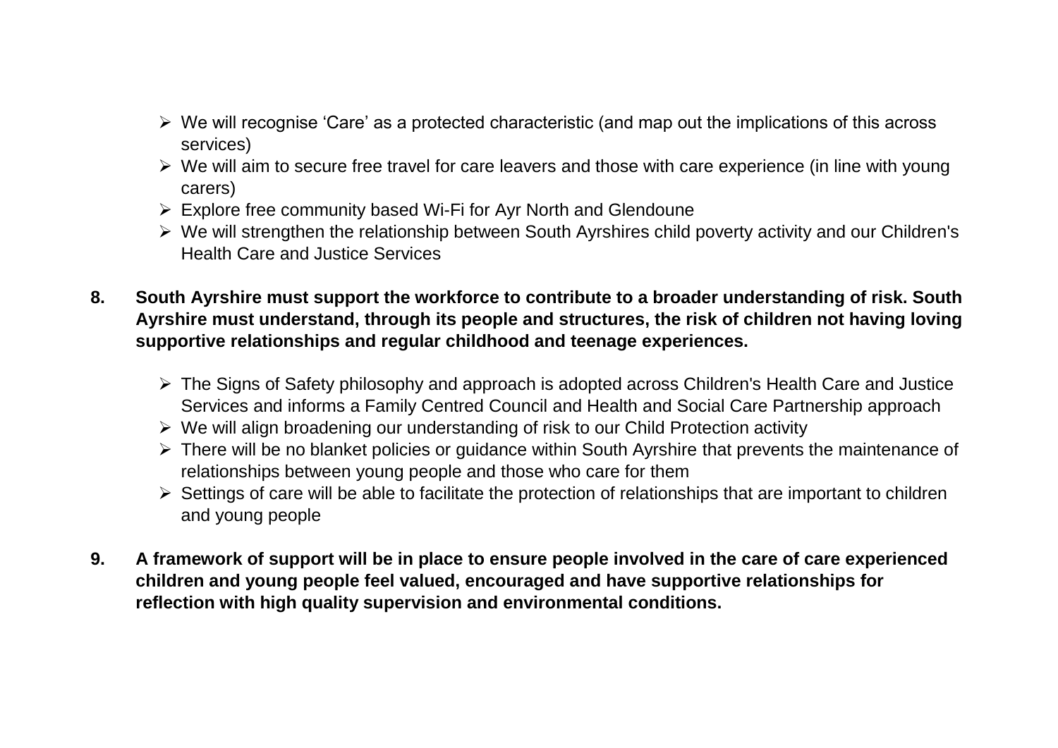- We will recognise 'Care' as a protected characteristic (and map out the implications of this across services)
- We will aim to secure free travel for care leavers and those with care experience (in line with young carers)
- Explore free community based Wi-Fi for Ayr North and Glendoune
- We will strengthen the relationship between South Ayrshires child poverty activity and our Children's Health Care and Justice Services

**8. South Ayrshire must support the workforce to contribute to a broader understanding of risk. South Ayrshire must understand, through its people and structures, the risk of children not having loving supportive relationships and regular childhood and teenage experiences.**

- The Signs of Safety philosophy and approach is adopted across Children's Health Care and Justice Services and informs a Family Centred Council and Health and Social Care Partnership approach
- We will align broadening our understanding of risk to our Child Protection activity
- There will be no blanket policies or guidance within South Ayrshire that prevents the maintenance of relationships between young people and those who care for them
- Settings of care will be able to facilitate the protection of relationships that are important to children and young people

**9. A framework of support will be in place to ensure people involved in the care of care experienced children and young people feel valued, encouraged and have supportive relationships for reflection with high quality supervision and environmental conditions.**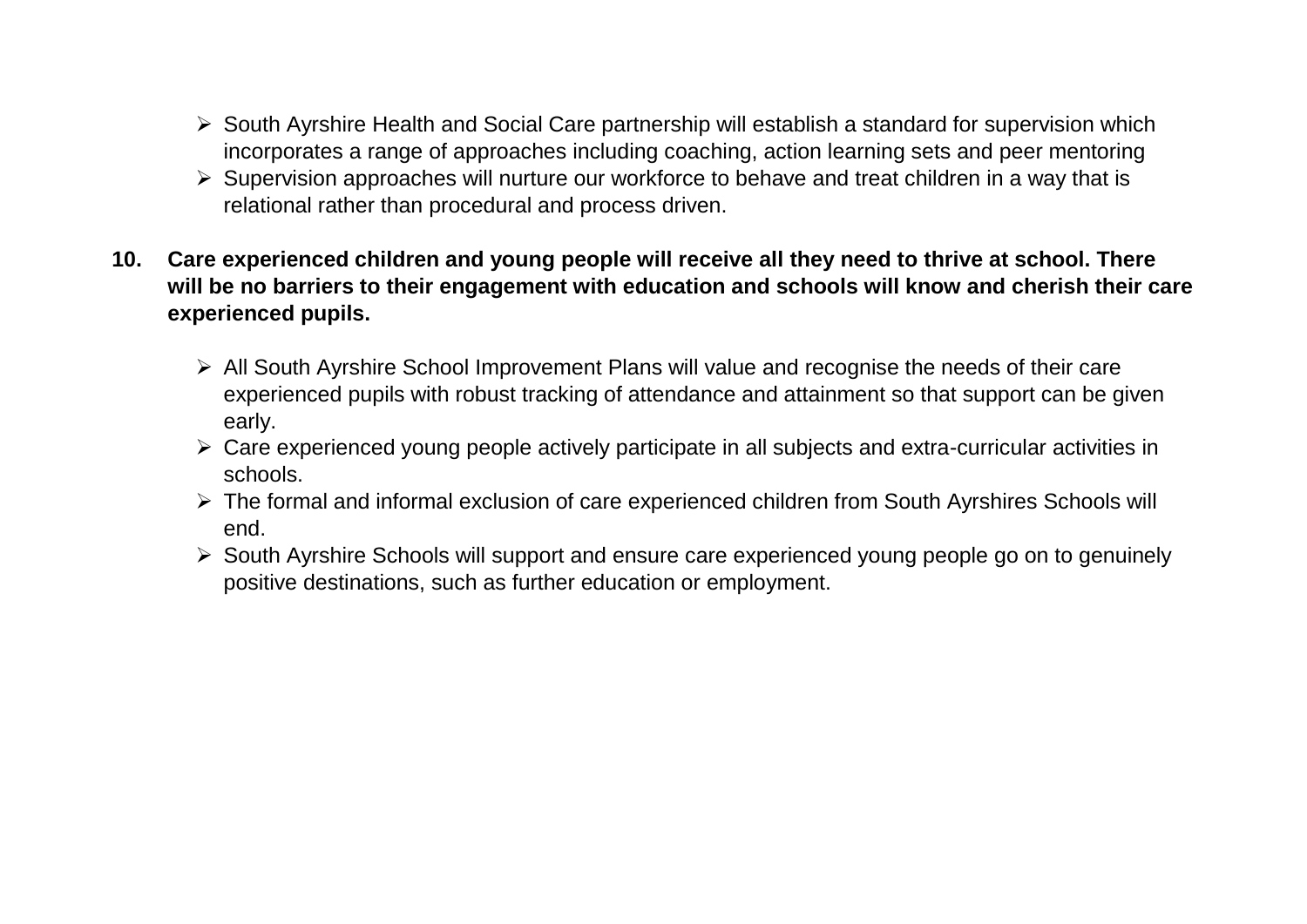- South Ayrshire Health and Social Care partnership will establish a standard for supervision which incorporates a range of approaches including coaching, action learning sets and peer mentoring
- Supervision approaches will nurture our workforce to behave and treat children in a way that is relational rather than procedural and process driven.

10. **Care experienced children and young people will receive all they need to thrive at school. There will be no barriers to their engagement with education and schools will know and cherish their care experienced pupils.**

    - All South Ayrshire School Improvement Plans will value and recognise the needs of their care experienced pupils with robust tracking of attendance and attainment so that support can be given early.
    - Care experienced young people actively participate in all subjects and extra-curricular activities in schools.
    - The formal and informal exclusion of care experienced children from South Ayrshires Schools will end.
    - South Ayrshire Schools will support and ensure care experienced young people go on to genuinely positive destinations, such as further education or employment.